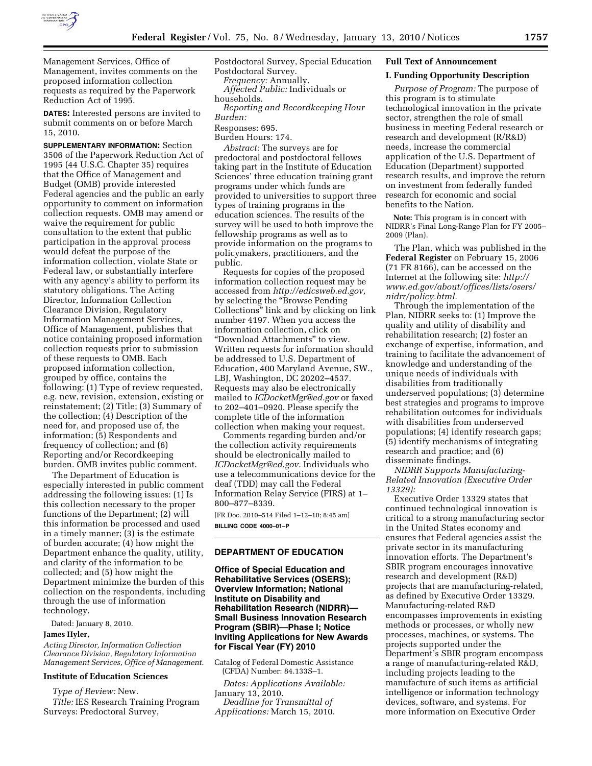Management Services, Office of Management, invites comments on the proposed information collection requests as required by the Paperwork Reduction Act of 1995.

**DATES:** Interested persons are invited to submit comments on or before March 15, 2010.

**SUPPLEMENTARY INFORMATION:** Section 3506 of the Paperwork Reduction Act of 1995 (44 U.S.C. Chapter 35) requires that the Office of Management and Budget (OMB) provide interested Federal agencies and the public an early opportunity to comment on information collection requests. OMB may amend or waive the requirement for public consultation to the extent that public participation in the approval process would defeat the purpose of the information collection, violate State or Federal law, or substantially interfere with any agency's ability to perform its statutory obligations. The Acting Director, Information Collection Clearance Division, Regulatory Information Management Services, Office of Management, publishes that notice containing proposed information collection requests prior to submission of these requests to OMB. Each proposed information collection, grouped by office, contains the following: (1) Type of review requested, e.g. new, revision, extension, existing or reinstatement; (2) Title; (3) Summary of the collection; (4) Description of the need for, and proposed use of, the information; (5) Respondents and frequency of collection; and (6) Reporting and/or Recordkeeping burden. OMB invites public comment.

The Department of Education is especially interested in public comment addressing the following issues: (1) Is this collection necessary to the proper functions of the Department; (2) will this information be processed and used in a timely manner; (3) is the estimate of burden accurate; (4) how might the Department enhance the quality, utility, and clarity of the information to be collected; and (5) how might the Department minimize the burden of this collection on the respondents, including through the use of information technology.

Dated: January 8, 2010.

**James Hyler,**

*Acting Director, Information Collection Clearance Division, Regulatory Information Management Services, Office of Management.*

**Institute of Education Sciences**

*Type of Review:* New.

*Title:* IES Research Training Program Surveys: Predoctoral Survey, Postdoctoral Survey, Special Education Postdoctoral Survey.

*Frequency:* Annually.

*Affected Public:* Individuals or households.

*Reporting and Recordkeeping Hour Burden:*

Responses: 695.

Burden Hours: 174.

*Abstract:* The surveys are for predoctoral and postdoctoral fellows taking part in the Institute of Education Sciences' three education training grant programs under which funds are provided to universities to support three types of training programs in the education sciences. The results of the survey will be used to both improve the fellowship programs as well as to provide information on the programs to policymakers, practitioners, and the public.

Requests for copies of the proposed information collection request may be accessed from *http://edicsweb.ed.gov,* by selecting the "Browse Pending Collections" link and by clicking on link number 4197. When you access the information collection, click on "Download Attachments" to view. Written requests for information should be addressed to U.S. Department of Education, 400 Maryland Avenue, SW., LBJ, Washington, DC 20202–4537. Requests may also be electronically mailed to *ICDocketMgr@ed.gov* or faxed to 202–401–0920. Please specify the complete title of the information collection when making your request.

Comments regarding burden and/or the collection activity requirements should be electronically mailed to *ICDocketMgr@ed.gov.* Individuals who use a telecommunications device for the deaf (TDD) may call the Federal Information Relay Service (FIRS) at 1–800–877–8339.

[FR Doc. 2010–514 Filed 1–12–10; 8:45 am]

**BILLING CODE 4000–01–P**

## DEPARTMENT OF EDUCATION

### Office of Special Education and Rehabilitative Services (OSERS); Overview Information; National Institute on Disability and Rehabilitation Research (NIDRR)—Small Business Innovation Research Program (SBIR)—Phase I; Notice Inviting Applications for New Awards for Fiscal Year (FY) 2010

Catalog of Federal Domestic Assistance (CFDA) Number: 84.133S–1.

*Dates: Applications Available:* January 13, 2010.

*Deadline for Transmittal of Applications:* March 15, 2010.

**Full Text of Announcement**

**I. Funding Opportunity Description**

*Purpose of Program:* The purpose of this program is to stimulate technological innovation in the private sector, strengthen the role of small business in meeting Federal research or research and development (R/R&D) needs, increase the commercial application of the U.S. Department of Education (Department) supported research results, and improve the return on investment from federally funded research for economic and social benefits to the Nation.

**Note:** This program is in concert with NIDRR's Final Long-Range Plan for FY 2005–2009 (Plan).

The Plan, which was published in the **Federal Register** on February 15, 2006 (71 FR 8166), can be accessed on the Internet at the following site: *http://www.ed.gov/about/offices/lists/osers/nidrr/policy.html.*

Through the implementation of the Plan, NIDRR seeks to: (1) Improve the quality and utility of disability and rehabilitation research; (2) foster an exchange of expertise, information, and training to facilitate the advancement of knowledge and understanding of the unique needs of individuals with disabilities from traditionally underserved populations; (3) determine best strategies and programs to improve rehabilitation outcomes for individuals with disabilities from underserved populations; (4) identify research gaps; (5) identify mechanisms of integrating research and practice; and (6) disseminate findings.

*NIDRR Supports Manufacturing-Related Innovation (Executive Order 13329):*

Executive Order 13329 states that continued technological innovation is critical to a strong manufacturing sector in the United States economy and ensures that Federal agencies assist the private sector in its manufacturing innovation efforts. The Department's SBIR program encourages innovative research and development (R&D) projects that are manufacturing-related, as defined by Executive Order 13329. Manufacturing-related R&D encompasses improvements in existing methods or processes, or wholly new processes, machines, or systems. The projects supported under the Department's SBIR program encompass a range of manufacturing-related R&D, including projects leading to the manufacture of such items as artificial intelligence or information technology devices, software, and systems. For more information on Executive Order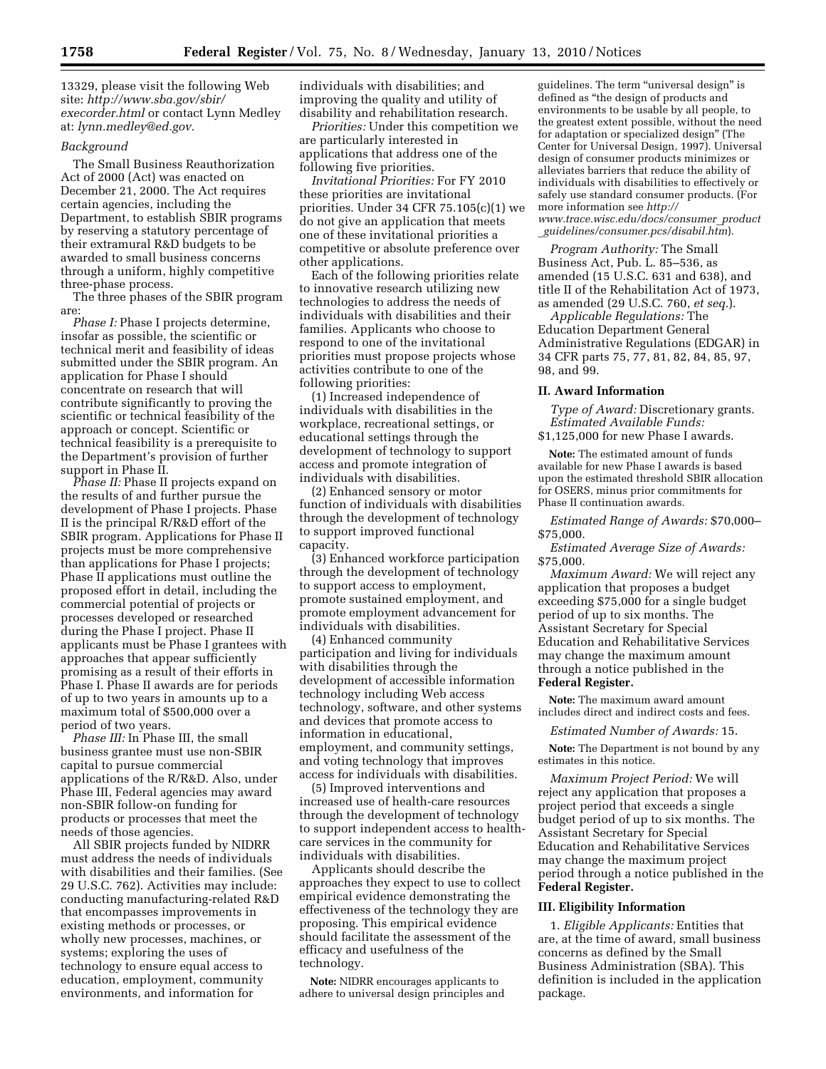13329, please visit the following Web site: *http://www.sba.gov/sbir/execorder.html* or contact Lynn Medley at: *lynn.medley@ed.gov.*

*Background*

The Small Business Reauthorization Act of 2000 (Act) was enacted on December 21, 2000. The Act requires certain agencies, including the Department, to establish SBIR programs by reserving a statutory percentage of their extramural R&D budgets to be awarded to small business concerns through a uniform, highly competitive three-phase process.

The three phases of the SBIR program are:

*Phase I:* Phase I projects determine, insofar as possible, the scientific or technical merit and feasibility of ideas submitted under the SBIR program. An application for Phase I should concentrate on research that will contribute significantly to proving the scientific or technical feasibility of the approach or concept. Scientific or technical feasibility is a prerequisite to the Department's provision of further support in Phase II.

*Phase II:* Phase II projects expand on the results of and further pursue the development of Phase I projects. Phase II is the principal R/R&D effort of the SBIR program. Applications for Phase II projects must be more comprehensive than applications for Phase I projects; Phase II applications must outline the proposed effort in detail, including the commercial potential of projects or processes developed or researched during the Phase I project. Phase II applicants must be Phase I grantees with approaches that appear sufficiently promising as a result of their efforts in Phase I. Phase II awards are for periods of up to two years in amounts up to a maximum total of $500,000 over a period of two years.

*Phase III:* In Phase III, the small business grantee must use non-SBIR capital to pursue commercial applications of the R/R&D. Also, under Phase III, Federal agencies may award non-SBIR follow-on funding for products or processes that meet the needs of those agencies.

All SBIR projects funded by NIDRR must address the needs of individuals with disabilities and their families. (See 29 U.S.C. 762). Activities may include: conducting manufacturing-related R&D that encompasses improvements in existing methods or processes, or wholly new processes, machines, or systems; exploring the uses of technology to ensure equal access to education, employment, community environments, and information for individuals with disabilities; and improving the quality and utility of disability and rehabilitation research.

*Priorities:* Under this competition we are particularly interested in applications that address one of the following five priorities.

*Invitational Priorities:* For FY 2010 these priorities are invitational priorities. Under 34 CFR 75.105(c)(1) we do not give an application that meets one of these invitational priorities a competitive or absolute preference over other applications.

Each of the following priorities relate to innovative research utilizing new technologies to address the needs of individuals with disabilities and their families. Applicants who choose to respond to one of the invitational priorities must propose projects whose activities contribute to one of the following priorities:

(1) Increased independence of individuals with disabilities in the workplace, recreational settings, or educational settings through the development of technology to support access and promote integration of individuals with disabilities.

(2) Enhanced sensory or motor function of individuals with disabilities through the development of technology to support improved functional capacity.

(3) Enhanced workforce participation through the development of technology to support access to employment, promote sustained employment, and promote employment advancement for individuals with disabilities.

(4) Enhanced community participation and living for individuals with disabilities through the development of accessible information technology including Web access technology, software, and other systems and devices that promote access to information in educational, employment, and community settings, and voting technology that improves access for individuals with disabilities.

(5) Improved interventions and increased use of health-care resources through the development of technology to support independent access to health-care services in the community for individuals with disabilities.

Applicants should describe the approaches they expect to use to collect empirical evidence demonstrating the effectiveness of the technology they are proposing. This empirical evidence should facilitate the assessment of the efficacy and usefulness of the technology.

**Note:** NIDRR encourages applicants to adhere to universal design principles and guidelines. The term "universal design" is defined as "the design of products and environments to be usable by all people, to the greatest extent possible, without the need for adaptation or specialized design" (The Center for Universal Design, 1997). Universal design of consumer products minimizes or alleviates barriers that reduce the ability of individuals with disabilities to effectively or safely use standard consumer products. (For more information see *http://www.trace.wisc.edu/docs/consumer_product_guidelines/consumer.pcs/disabil.htm*).

*Program Authority:* The Small Business Act, Pub. L. 85–536, as amended (15 U.S.C. 631 and 638), and title II of the Rehabilitation Act of 1973, as amended (29 U.S.C. 760, *et seq.*).

*Applicable Regulations:* The Education Department General Administrative Regulations (EDGAR) in 34 CFR parts 75, 77, 81, 82, 84, 85, 97, 98, and 99.

## II. Award Information

*Type of Award:* Discretionary grants.

*Estimated Available Funds:* $1,125,000 for new Phase I awards.

**Note:** The estimated amount of funds available for new Phase I awards is based upon the estimated threshold SBIR allocation for OSERS, minus prior commitments for Phase II continuation awards.

*Estimated Range of Awards:* $70,000–$75,000.

*Estimated Average Size of Awards:* $75,000.

*Maximum Award:* We will reject any application that proposes a budget exceeding $75,000 for a single budget period of up to six months. The Assistant Secretary for Special Education and Rehabilitative Services may change the maximum amount through a notice published in the **Federal Register.**

**Note:** The maximum award amount includes direct and indirect costs and fees.

*Estimated Number of Awards:* 15.

**Note:** The Department is not bound by any estimates in this notice.

*Maximum Project Period:* We will reject any application that proposes a project period that exceeds a single budget period of up to six months. The Assistant Secretary for Special Education and Rehabilitative Services may change the maximum project period through a notice published in the **Federal Register.**

## III. Eligibility Information

1. *Eligible Applicants:* Entities that are, at the time of award, small business concerns as defined by the Small Business Administration (SBA). This definition is included in the application package.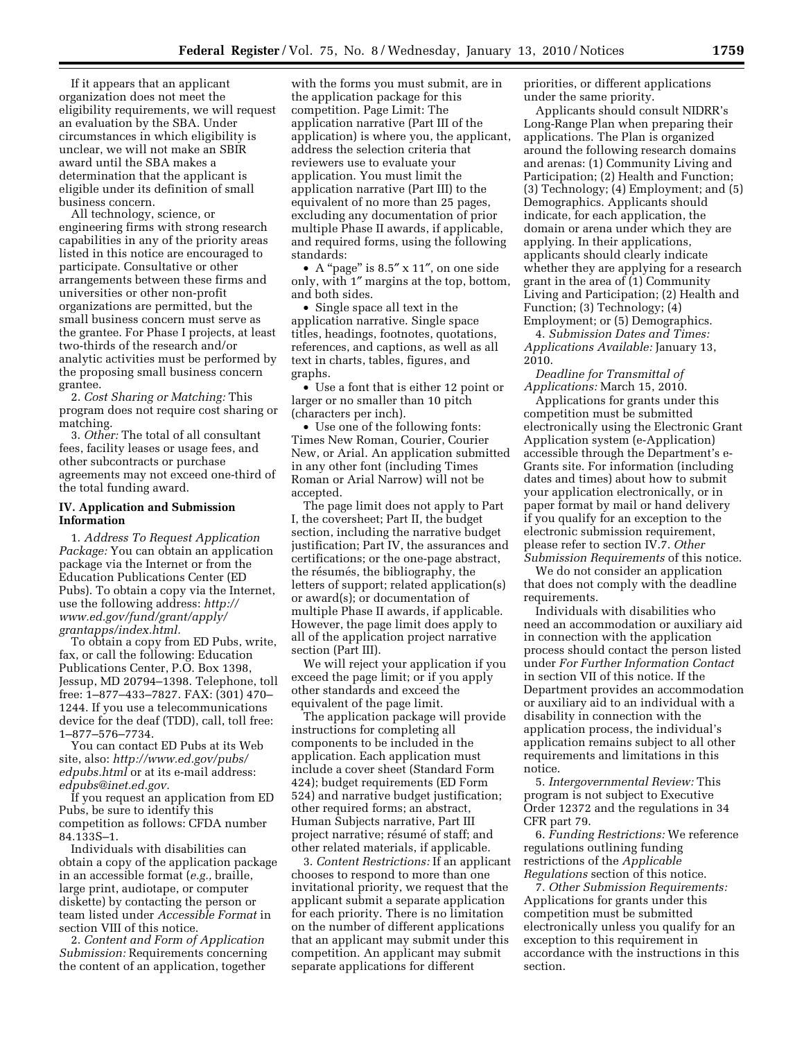If it appears that an applicant organization does not meet the eligibility requirements, we will request an evaluation by the SBA. Under circumstances in which eligibility is unclear, we will not make an SBIR award until the SBA makes a determination that the applicant is eligible under its definition of small business concern.

All technology, science, or engineering firms with strong research capabilities in any of the priority areas listed in this notice are encouraged to participate. Consultative or other arrangements between these firms and universities or other non-profit organizations are permitted, but the small business concern must serve as the grantee. For Phase I projects, at least two-thirds of the research and/or analytic activities must be performed by the proposing small business concern grantee.

2. *Cost Sharing or Matching:* This program does not require cost sharing or matching.

3. *Other:* The total of all consultant fees, facility leases or usage fees, and other subcontracts or purchase agreements may not exceed one-third of the total funding award.

## IV. Application and Submission Information

1. *Address To Request Application Package:* You can obtain an application package via the Internet or from the Education Publications Center (ED Pubs). To obtain a copy via the Internet, use the following address: *http://www.ed.gov/fund/grant/apply/grantapps/index.html.*

To obtain a copy from ED Pubs, write, fax, or call the following: Education Publications Center, P.O. Box 1398, Jessup, MD 20794–1398. Telephone, toll free: 1–877–433–7827. FAX: (301) 470–1244. If you use a telecommunications device for the deaf (TDD), call, toll free: 1–877–576–7734.

You can contact ED Pubs at its Web site, also: *http://www.ed.gov/pubs/edpubs.html* or at its e-mail address: *edpubs@inet.ed.gov.*

If you request an application from ED Pubs, be sure to identify this competition as follows: CFDA number 84.133S–1.

Individuals with disabilities can obtain a copy of the application package in an accessible format (*e.g.,* braille, large print, audiotape, or computer diskette) by contacting the person or team listed under *Accessible Format* in section VIII of this notice.

2. *Content and Form of Application Submission:* Requirements concerning the content of an application, together with the forms you must submit, are in the application package for this competition. Page Limit: The application narrative (Part III of the application) is where you, the applicant, address the selection criteria that reviewers use to evaluate your application. You must limit the application narrative (Part III) to the equivalent of no more than 25 pages, excluding any documentation of prior multiple Phase II awards, if applicable, and required forms, using the following standards:

- A "page" is 8.5″ x 11″, on one side only, with 1″ margins at the top, bottom, and both sides.
- Single space all text in the application narrative. Single space titles, headings, footnotes, quotations, references, and captions, as well as all text in charts, tables, figures, and graphs.
- Use a font that is either 12 point or larger or no smaller than 10 pitch (characters per inch).
- Use one of the following fonts: Times New Roman, Courier, Courier New, or Arial. An application submitted in any other font (including Times Roman or Arial Narrow) will not be accepted.

The page limit does not apply to Part I, the coversheet; Part II, the budget section, including the narrative budget justification; Part IV, the assurances and certifications; or the one-page abstract, the résumés, the bibliography, the letters of support; related application(s) or award(s); or documentation of multiple Phase II awards, if applicable. However, the page limit does apply to all of the application project narrative section (Part III).

We will reject your application if you exceed the page limit; or if you apply other standards and exceed the equivalent of the page limit.

The application package will provide instructions for completing all components to be included in the application. Each application must include a cover sheet (Standard Form 424); budget requirements (ED Form 524) and narrative budget justification; other required forms; an abstract, Human Subjects narrative, Part III project narrative; résumé of staff; and other related materials, if applicable.

3. *Content Restrictions:* If an applicant chooses to respond to more than one invitational priority, we request that the applicant submit a separate application for each priority. There is no limitation on the number of different applications that an applicant may submit under this competition. An applicant may submit separate applications for different priorities, or different applications under the same priority.

Applicants should consult NIDRR's Long-Range Plan when preparing their applications. The Plan is organized around the following research domains and arenas: (1) Community Living and Participation; (2) Health and Function; (3) Technology; (4) Employment; and (5) Demographics. Applicants should indicate, for each application, the domain or arena under which they are applying. In their applications, applicants should clearly indicate whether they are applying for a research grant in the area of (1) Community Living and Participation; (2) Health and Function; (3) Technology; (4) Employment; or (5) Demographics.

4. *Submission Dates and Times: Applications Available:* January 13, 2010.

*Deadline for Transmittal of Applications:* March 15, 2010.

Applications for grants under this competition must be submitted electronically using the Electronic Grant Application system (e-Application) accessible through the Department's e-Grants site. For information (including dates and times) about how to submit your application electronically, or in paper format by mail or hand delivery if you qualify for an exception to the electronic submission requirement, please refer to section IV.7. *Other Submission Requirements* of this notice.

We do not consider an application that does not comply with the deadline requirements.

Individuals with disabilities who need an accommodation or auxiliary aid in connection with the application process should contact the person listed under *For Further Information Contact* in section VII of this notice. If the Department provides an accommodation or auxiliary aid to an individual with a disability in connection with the application process, the individual's application remains subject to all other requirements and limitations in this notice.

5. *Intergovernmental Review:* This program is not subject to Executive Order 12372 and the regulations in 34 CFR part 79.

6. *Funding Restrictions:* We reference regulations outlining funding restrictions of the *Applicable Regulations* section of this notice.

7. *Other Submission Requirements:* Applications for grants under this competition must be submitted electronically unless you qualify for an exception to this requirement in accordance with the instructions in this section.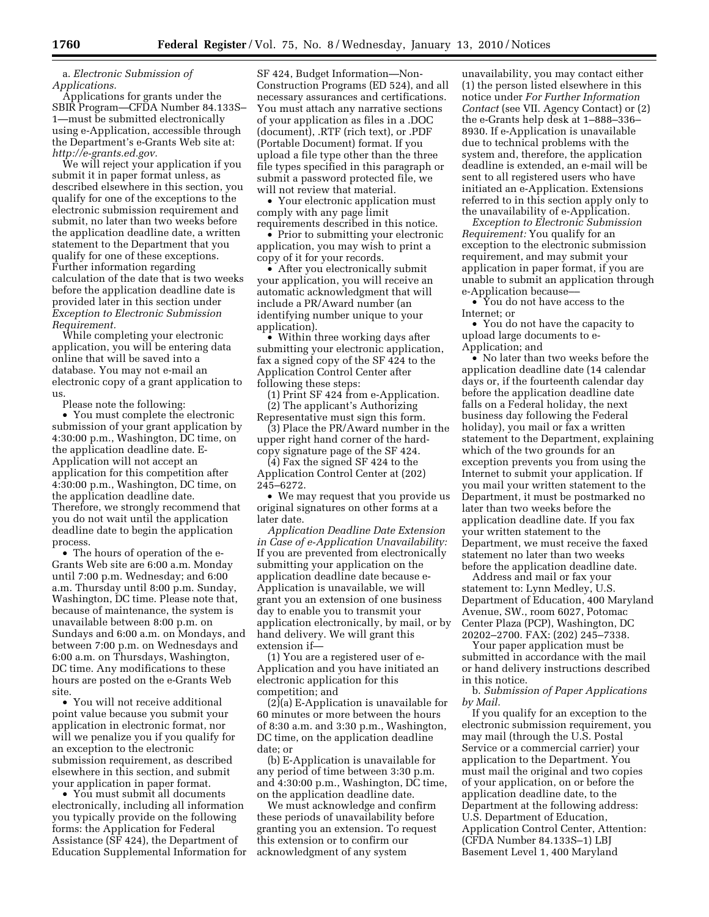a. *Electronic Submission of Applications.*

Applications for grants under the SBIR Program—CFDA Number 84.133S–1—must be submitted electronically using e-Application, accessible through the Department's e-Grants Web site at: *http://e-grants.ed.gov.*

We will reject your application if you submit it in paper format unless, as described elsewhere in this section, you qualify for one of the exceptions to the electronic submission requirement and submit, no later than two weeks before the application deadline date, a written statement to the Department that you qualify for one of these exceptions. Further information regarding calculation of the date that is two weeks before the application deadline date is provided later in this section under *Exception to Electronic Submission Requirement.*

While completing your electronic application, you will be entering data online that will be saved into a database. You may not e-mail an electronic copy of a grant application to us.

Please note the following:

• You must complete the electronic submission of your grant application by 4:30:00 p.m., Washington, DC time, on the application deadline date. E-Application will not accept an application for this competition after 4:30:00 p.m., Washington, DC time, on the application deadline date. Therefore, we strongly recommend that you do not wait until the application deadline date to begin the application process.

• The hours of operation of the e-Grants Web site are 6:00 a.m. Monday until 7:00 p.m. Wednesday; and 6:00 a.m. Thursday until 8:00 p.m. Sunday, Washington, DC time. Please note that, because of maintenance, the system is unavailable between 8:00 p.m. on Sundays and 6:00 a.m. on Mondays, and between 7:00 p.m. on Wednesdays and 6:00 a.m. on Thursdays, Washington, DC time. Any modifications to these hours are posted on the e-Grants Web site.

• You will not receive additional point value because you submit your application in electronic format, nor will we penalize you if you qualify for an exception to the electronic submission requirement, as described elsewhere in this section, and submit your application in paper format.

• You must submit all documents electronically, including all information you typically provide on the following forms: the Application for Federal Assistance (SF 424), the Department of Education Supplemental Information for SF 424, Budget Information—Non-Construction Programs (ED 524), and all necessary assurances and certifications. You must attach any narrative sections of your application as files in a .DOC (document), .RTF (rich text), or .PDF (Portable Document) format. If you upload a file type other than the three file types specified in this paragraph or submit a password protected file, we will not review that material.

• Your electronic application must comply with any page limit requirements described in this notice.

• Prior to submitting your electronic application, you may wish to print a copy of it for your records.

• After you electronically submit your application, you will receive an automatic acknowledgment that will include a PR/Award number (an identifying number unique to your application).

• Within three working days after submitting your electronic application, fax a signed copy of the SF 424 to the Application Control Center after following these steps:

(1) Print SF 424 from e-Application.

(2) The applicant's Authorizing Representative must sign this form.

(3) Place the PR/Award number in the upper right hand corner of the hard-copy signature page of the SF 424.

(4) Fax the signed SF 424 to the Application Control Center at (202) 245–6272.

• We may request that you provide us original signatures on other forms at a later date.

*Application Deadline Date Extension in Case of e-Application Unavailability:* If you are prevented from electronically submitting your application on the application deadline date because e-Application is unavailable, we will grant you an extension of one business day to enable you to transmit your application electronically, by mail, or by hand delivery. We will grant this extension if—

(1) You are a registered user of e-Application and you have initiated an electronic application for this competition; and

(2)(a) E-Application is unavailable for 60 minutes or more between the hours of 8:30 a.m. and 3:30 p.m., Washington, DC time, on the application deadline date; or

(b) E-Application is unavailable for any period of time between 3:30 p.m. and 4:30:00 p.m., Washington, DC time, on the application deadline date.

We must acknowledge and confirm these periods of unavailability before granting you an extension. To request this extension or to confirm our acknowledgment of any system unavailability, you may contact either (1) the person listed elsewhere in this notice under *For Further Information Contact* (see VII. Agency Contact) or (2) the e-Grants help desk at 1–888–336–8930. If e-Application is unavailable due to technical problems with the system and, therefore, the application deadline is extended, an e-mail will be sent to all registered users who have initiated an e-Application. Extensions referred to in this section apply only to the unavailability of e-Application.

*Exception to Electronic Submission Requirement:* You qualify for an exception to the electronic submission requirement, and may submit your application in paper format, if you are unable to submit an application through e-Application because—

• You do not have access to the Internet; or

• You do not have the capacity to upload large documents to e-Application; and

• No later than two weeks before the application deadline date (14 calendar days or, if the fourteenth calendar day before the application deadline date falls on a Federal holiday, the next business day following the Federal holiday), you mail or fax a written statement to the Department, explaining which of the two grounds for an exception prevents you from using the Internet to submit your application. If you mail your written statement to the Department, it must be postmarked no later than two weeks before the application deadline date. If you fax your written statement to the Department, we must receive the faxed statement no later than two weeks before the application deadline date.

Address and mail or fax your statement to: Lynn Medley, U.S. Department of Education, 400 Maryland Avenue, SW., room 6027, Potomac Center Plaza (PCP), Washington, DC 20202–2700. FAX: (202) 245–7338.

Your paper application must be submitted in accordance with the mail or hand delivery instructions described in this notice.

b. *Submission of Paper Applications by Mail.*

If you qualify for an exception to the electronic submission requirement, you may mail (through the U.S. Postal Service or a commercial carrier) your application to the Department. You must mail the original and two copies of your application, on or before the application deadline date, to the Department at the following address: U.S. Department of Education, Application Control Center, Attention: (CFDA Number 84.133S–1) LBJ Basement Level 1, 400 Maryland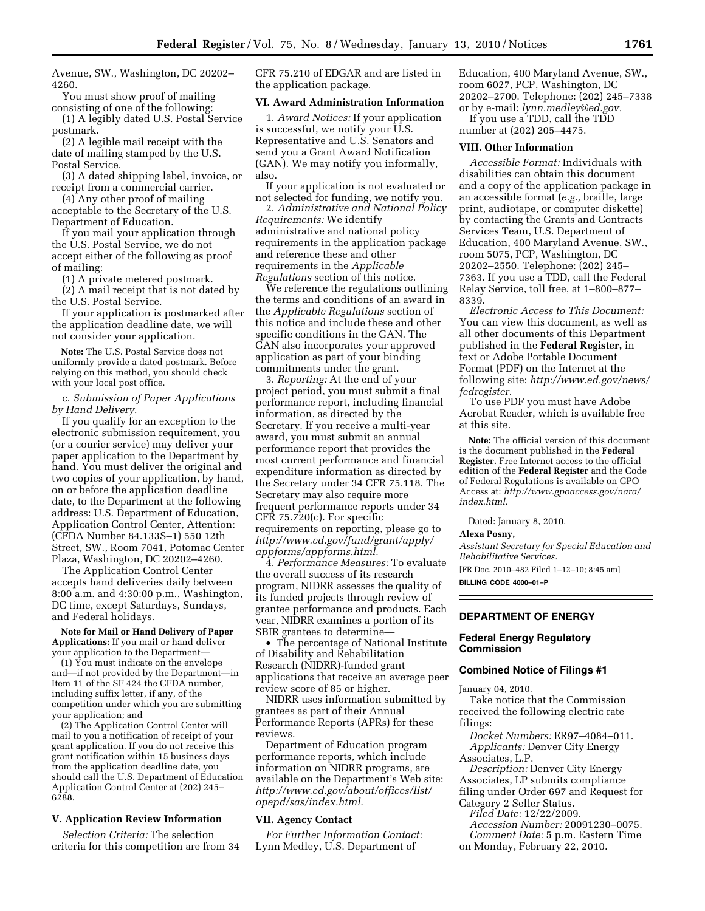Avenue, SW., Washington, DC 20202–4260.

You must show proof of mailing consisting of one of the following:

(1) A legibly dated U.S. Postal Service postmark.

(2) A legible mail receipt with the date of mailing stamped by the U.S. Postal Service.

(3) A dated shipping label, invoice, or receipt from a commercial carrier.

(4) Any other proof of mailing acceptable to the Secretary of the U.S. Department of Education.

If you mail your application through the U.S. Postal Service, we do not accept either of the following as proof of mailing:

(1) A private metered postmark.

(2) A mail receipt that is not dated by the U.S. Postal Service.

If your application is postmarked after the application deadline date, we will not consider your application.

**Note:** The U.S. Postal Service does not uniformly provide a dated postmark. Before relying on this method, you should check with your local post office.

c. *Submission of Paper Applications by Hand Delivery.*

If you qualify for an exception to the electronic submission requirement, you (or a courier service) may deliver your paper application to the Department by hand. You must deliver the original and two copies of your application, by hand, on or before the application deadline date, to the Department at the following address: U.S. Department of Education, Application Control Center, Attention: (CFDA Number 84.133S–1) 550 12th Street, SW., Room 7041, Potomac Center Plaza, Washington, DC 20202–4260.

The Application Control Center accepts hand deliveries daily between 8:00 a.m. and 4:30:00 p.m., Washington, DC time, except Saturdays, Sundays, and Federal holidays.

**Note for Mail or Hand Delivery of Paper Applications:** If you mail or hand deliver your application to the Department—

(1) You must indicate on the envelope and—if not provided by the Department—in Item 11 of the SF 424 the CFDA number, including suffix letter, if any, of the competition under which you are submitting your application; and

(2) The Application Control Center will mail to you a notification of receipt of your grant application. If you do not receive this grant notification within 15 business days from the application deadline date, you should call the U.S. Department of Education Application Control Center at (202) 245–6288.

## V. Application Review Information

*Selection Criteria:* The selection criteria for this competition are from 34 CFR 75.210 of EDGAR and are listed in the application package.

## VI. Award Administration Information

1. *Award Notices:* If your application is successful, we notify your U.S. Representative and U.S. Senators and send you a Grant Award Notification (GAN). We may notify you informally, also.

If your application is not evaluated or not selected for funding, we notify you.

2. *Administrative and National Policy Requirements:* We identify administrative and national policy requirements in the application package and reference these and other requirements in the *Applicable Regulations* section of this notice.

We reference the regulations outlining the terms and conditions of an award in the *Applicable Regulations* section of this notice and include these and other specific conditions in the GAN. The GAN also incorporates your approved application as part of your binding commitments under the grant.

3. *Reporting:* At the end of your project period, you must submit a final performance report, including financial information, as directed by the Secretary. If you receive a multi-year award, you must submit an annual performance report that provides the most current performance and financial expenditure information as directed by the Secretary under 34 CFR 75.118. The Secretary may also require more frequent performance reports under 34 CFR 75.720(c). For specific requirements on reporting, please go to *http://www.ed.gov/fund/grant/apply/appforms/appforms.html.*

4. *Performance Measures:* To evaluate the overall success of its research program, NIDRR assesses the quality of its funded projects through review of grantee performance and products. Each year, NIDRR examines a portion of its SBIR grantees to determine—

- The percentage of National Institute of Disability and Rehabilitation Research (NIDRR)-funded grant applications that receive an average peer review score of 85 or higher.

NIDRR uses information submitted by grantees as part of their Annual Performance Reports (APRs) for these reviews.

Department of Education program performance reports, which include information on NIDRR programs, are available on the Department's Web site: *http://www.ed.gov/about/offices/list/opepd/sas/index.html.*

## VII. Agency Contact

*For Further Information Contact:* Lynn Medley, U.S. Department of Education, 400 Maryland Avenue, SW., room 6027, PCP, Washington, DC 20202–2700. Telephone: (202) 245–7338 or by e-mail: *lynn.medley@ed.gov.*

If you use a TDD, call the TDD number at (202) 205–4475.

## VIII. Other Information

*Accessible Format:* Individuals with disabilities can obtain this document and a copy of the application package in an accessible format (*e.g.,* braille, large print, audiotape, or computer diskette) by contacting the Grants and Contracts Services Team, U.S. Department of Education, 400 Maryland Avenue, SW., room 5075, PCP, Washington, DC 20202–2550. Telephone: (202) 245–7363. If you use a TDD, call the Federal Relay Service, toll free, at 1–800–877–8339.

*Electronic Access to This Document:* You can view this document, as well as all other documents of this Department published in the **Federal Register,** in text or Adobe Portable Document Format (PDF) on the Internet at the following site: *http://www.ed.gov/news/fedregister.*

To use PDF you must have Adobe Acrobat Reader, which is available free at this site.

**Note:** The official version of this document is the document published in the **Federal Register.** Free Internet access to the official edition of the **Federal Register** and the Code of Federal Regulations is available on GPO Access at: *http://www.gpoaccess.gov/nara/index.html.*

Dated: January 8, 2010.

**Alexa Posny,**

*Assistant Secretary for Special Education and Rehabilitative Services.*

[FR Doc. 2010–482 Filed 1–12–10; 8:45 am]

**BILLING CODE 4000–01–P**

# DEPARTMENT OF ENERGY

## Federal Energy Regulatory Commission

### Combined Notice of Filings #1

January 04, 2010.

Take notice that the Commission received the following electric rate filings:

*Docket Numbers:* ER97–4084–011.

*Applicants:* Denver City Energy Associates, L.P.

*Description:* Denver City Energy Associates, LP submits compliance filing under Order 697 and Request for Category 2 Seller Status.

*Filed Date:* 12/22/2009.

*Accession Number:* 20091230–0075.

*Comment Date:* 5 p.m. Eastern Time on Monday, February 22, 2010.